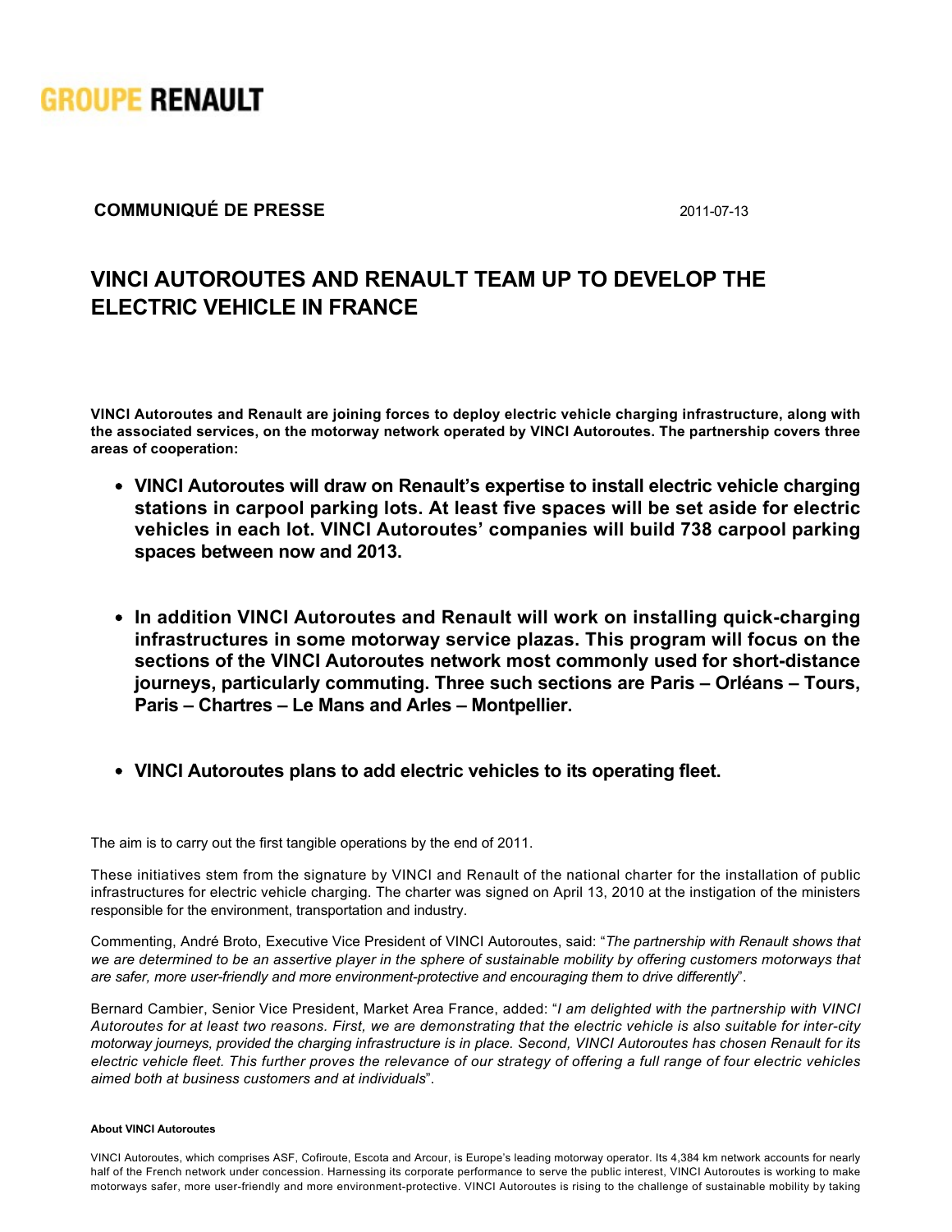GROUPE RENAULT

**COMMUNIQUÉ DE PRESSE** 2011-07-13

# VINCI AUTOROUTES AND RENAULT TEAM UP TO DEVELOP THE ELECTRIC VEHICLE IN FRANCE

**VINCI Autoroutes and Renault are joining forces to deploy electric vehicle charging infrastructure, along with the associated services, on the motorway network operated by VINCI Autoroutes. The partnership covers three areas of cooperation:**

- **VINCI Autoroutes will draw on Renault's expertise to install electric vehicle charging stations in carpool parking lots. At least five spaces will be set aside for electric vehicles in each lot. VINCI Autoroutes' companies will build 738 carpool parking spaces between now and 2013.**

- **In addition VINCI Autoroutes and Renault will work on installing quick-charging infrastructures in some motorway service plazas. This program will focus on the sections of the VINCI Autoroutes network most commonly used for short-distance journeys, particularly commuting. Three such sections are Paris – Orléans – Tours, Paris – Chartres – Le Mans and Arles – Montpellier.**

- **VINCI Autoroutes plans to add electric vehicles to its operating fleet.**

The aim is to carry out the first tangible operations by the end of 2011.

These initiatives stem from the signature by VINCI and Renault of the national charter for the installation of public infrastructures for electric vehicle charging. The charter was signed on April 13, 2010 at the instigation of the ministers responsible for the environment, transportation and industry.

Commenting, André Broto, Executive Vice President of VINCI Autoroutes, said: "*The partnership with Renault shows that we are determined to be an assertive player in the sphere of sustainable mobility by offering customers motorways that are safer, more user-friendly and more environment-protective and encouraging them to drive differently*".

Bernard Cambier, Senior Vice President, Market Area France, added: "*I am delighted with the partnership with VINCI Autoroutes for at least two reasons. First, we are demonstrating that the electric vehicle is also suitable for inter-city motorway journeys, provided the charging infrastructure is in place. Second, VINCI Autoroutes has chosen Renault for its electric vehicle fleet. This further proves the relevance of our strategy of offering a full range of four electric vehicles aimed both at business customers and at individuals*".

**About VINCI Autoroutes**

VINCI Autoroutes, which comprises ASF, Cofiroute, Escota and Arcour, is Europe's leading motorway operator. Its 4,384 km network accounts for nearly half of the French network under concession. Harnessing its corporate performance to serve the public interest, VINCI Autoroutes is working to make motorways safer, more user-friendly and more environment-protective. VINCI Autoroutes is rising to the challenge of sustainable mobility by taking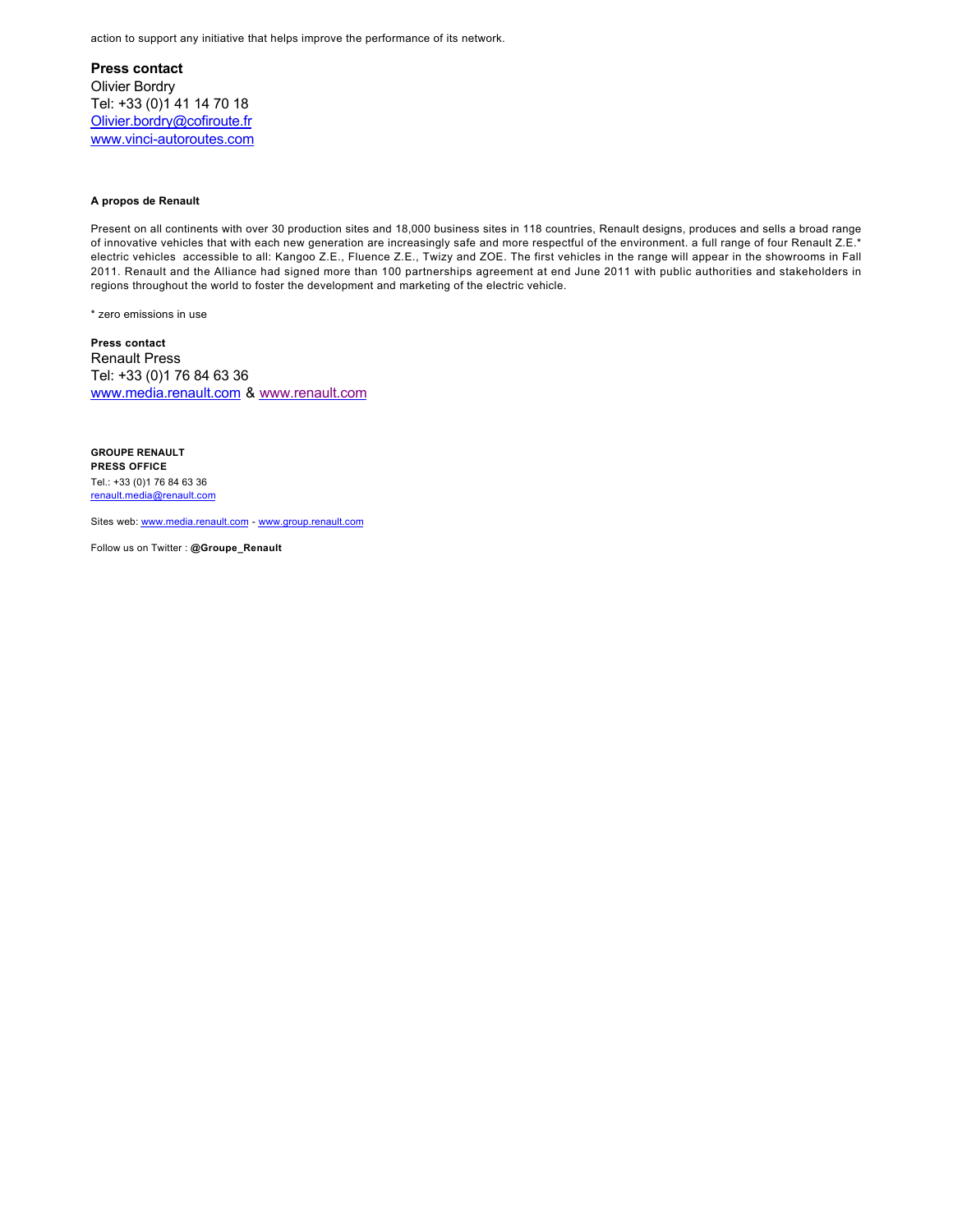action to support any initiative that helps improve the performance of its network.

**Press contact**
Olivier Bordry
Tel: +33 (0)1 41 14 70 18
Olivier.bordry@cofiroute.fr
www.vinci-autoroutes.com

**A propos de Renault**

Present on all continents with over 30 production sites and 18,000 business sites in 118 countries, Renault designs, produces and sells a broad range of innovative vehicles that with each new generation are increasingly safe and more respectful of the environment. a full range of four Renault Z.E.* electric vehicles accessible to all: Kangoo Z.E., Fluence Z.E., Twizy and ZOE. The first vehicles in the range will appear in the showrooms in Fall 2011. Renault and the Alliance had signed more than 100 partnerships agreement at end June 2011 with public authorities and stakeholders in regions throughout the world to foster the development and marketing of the electric vehicle.

* zero emissions in use

**Press contact**
Renault Press
Tel: +33 (0)1 76 84 63 36
www.media.renault.com & www.renault.com

**GROUPE RENAULT**
**PRESS OFFICE**
Tel.: +33 (0)1 76 84 63 36
renault.media@renault.com

Sites web: www.media.renault.com - www.group.renault.com

Follow us on Twitter : **@Groupe_Renault**